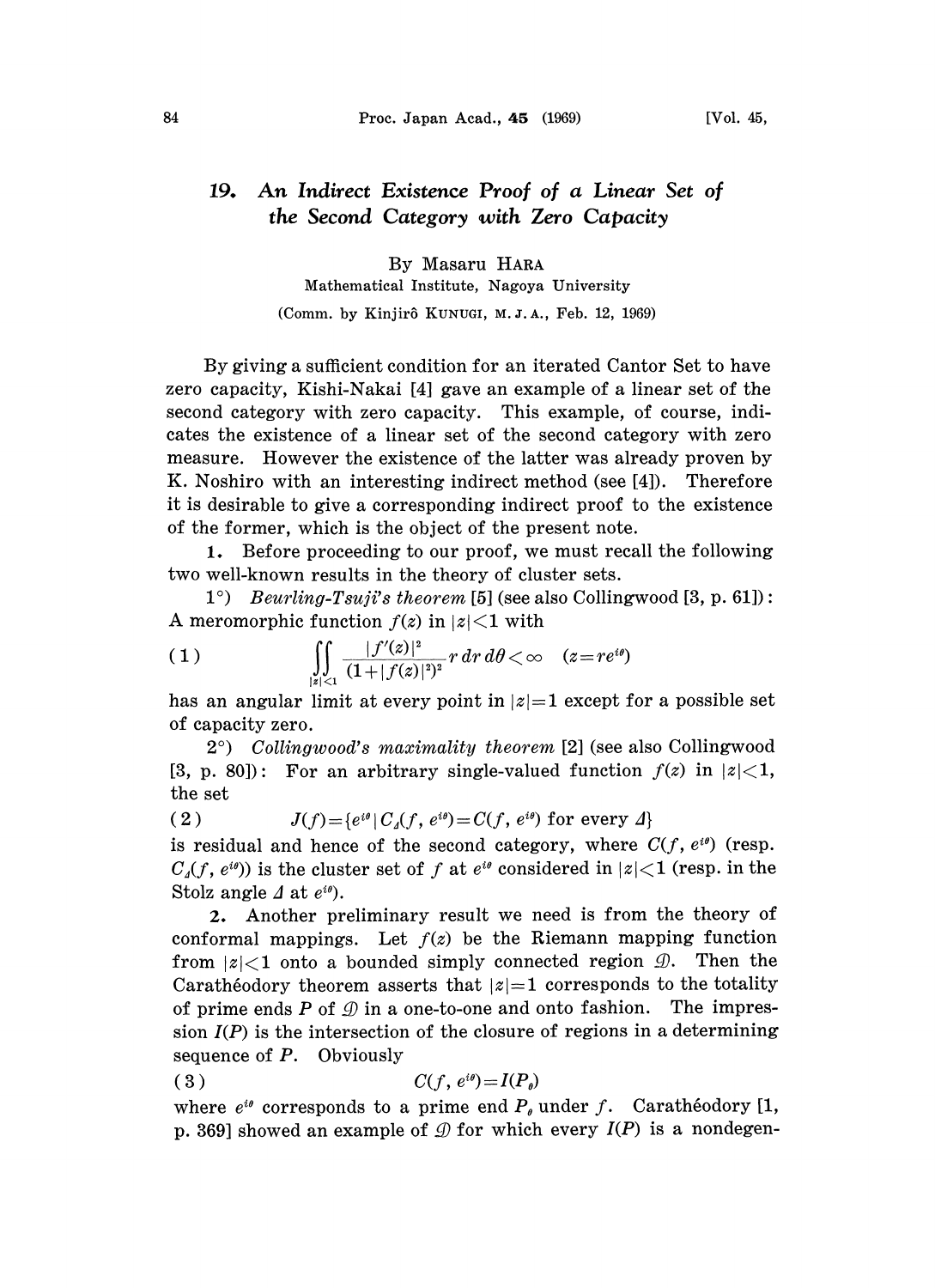# 19. An Indirect Existence Proof of a Linear Set of the Second Category with Zero Capacity

By Masaru HARA

Mathematical Institute, Nagoya University

(Comm. by Kinjirô KUNUGI, M. J. A., Feb. 12, 1969)

By giving a sufficient condition for an iterated Cantor Set to have zero capacity, Kishi-Nakai [4] gave an example of a linear set of the second category with zero capacity. This example, of course, indicates the existence of a linear set of the second category with zero measure. However the existence of the latter was already proven by K. Noshiro with an interesting indirect method (see [4]). Therefore it is desirable to give a corresponding indirect proof to the existence of the former, which is the object of the present note.

**1.** Before proceeding to our proof, we must recall the following two well-known results in the theory of cluster sets.

1°) *Beurling-Tsuji's theorem* [5] (see also Collingwood [3, p. 61]): A meromorphic function $f(z)$ in $|z|<1$ with

$$\iint_{|z|<1} \frac{|f'(z)|^2}{(1+|f(z)|^2)^2} r\,dr\,d\theta < \infty \quad (z=re^{i\theta}) \tag{1}$$

has an angular limit at every point in $|z|=1$ except for a possible set of capacity zero.

2°) *Collingwood's maximality theorem* [2] (see also Collingwood [3, p. 80]): For an arbitrary single-valued function $f(z)$ in $|z|<1$, the set

$$J(f)=\{e^{i\theta} \mid C_\Delta(f, e^{i\theta})=C(f, e^{i\theta}) \text{ for every } \Delta\} \tag{2}$$

is residual and hence of the second category, where $C(f, e^{i\theta})$ (resp. $C_\Delta(f, e^{i\theta})$) is the cluster set of $f$ at $e^{i\theta}$ considered in $|z|<1$ (resp. in the Stolz angle $\Delta$ at $e^{i\theta}$).

**2.** Another preliminary result we need is from the theory of conformal mappings. Let $f(z)$ be the Riemann mapping function from $|z|<1$ onto a bounded simply connected region $\mathscr{D}$. Then the Carathéodory theorem asserts that $|z|=1$ corresponds to the totality of prime ends $P$ of $\mathscr{D}$ in a one-to-one and onto fashion. The impression $I(P)$ is the intersection of the closure of regions in a determining sequence of $P$. Obviously

$$C(f, e^{i\theta})=I(P_\theta) \tag{3}$$

where $e^{i\theta}$ corresponds to a prime end $P_\theta$ under $f$. Carathéodory [1, p. 369] showed an example of $\mathscr{D}$ for which every $I(P)$ is a nondegen-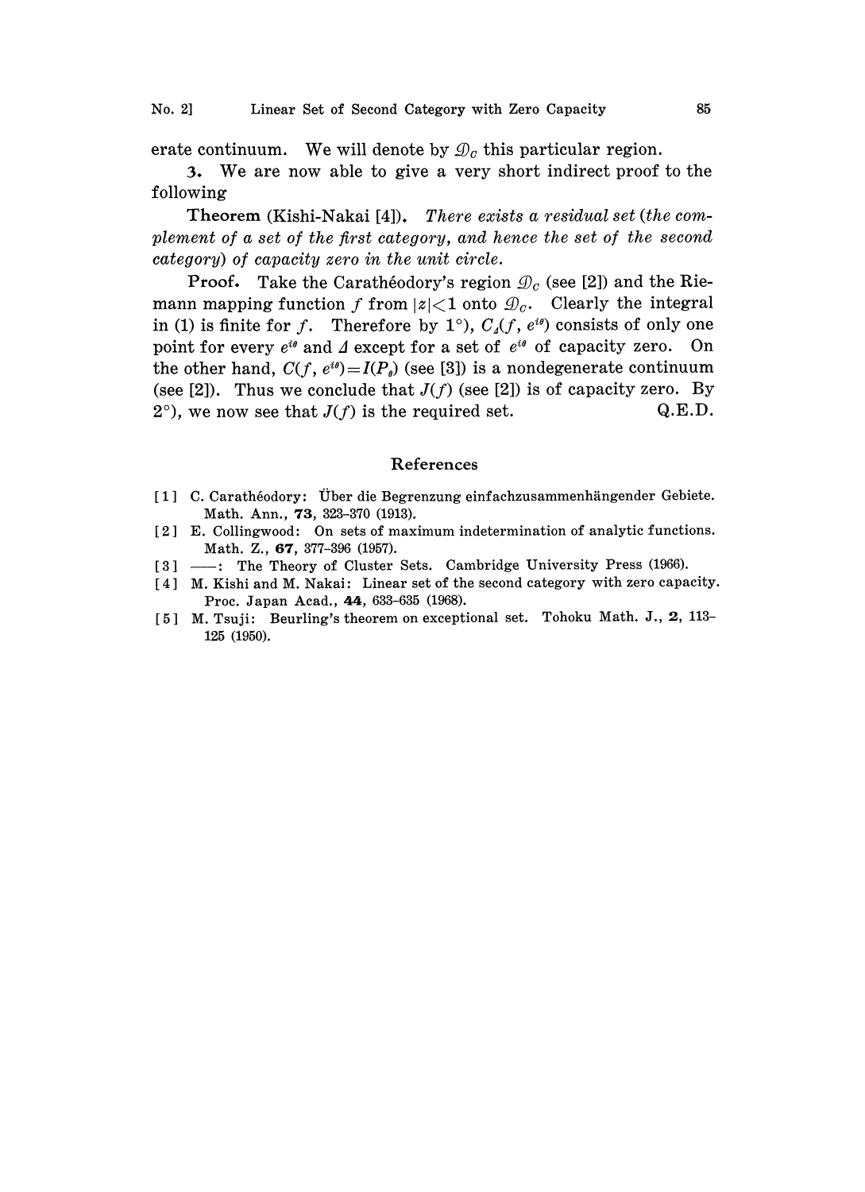erate continuum. We will denote by $\mathcal{D}_C$ this particular region.

**3.** We are now able to give a very short indirect proof to the following

**Theorem** (Kishi-Nakai [4]). *There exists a residual set (the complement of a set of the first category, and hence the set of the second category) of capacity zero in the unit circle.*

**Proof.** Take the Carathéodory's region $\mathcal{D}_C$ (see [2]) and the Riemann mapping function $f$ from $|z|<1$ onto $\mathcal{D}_C$. Clearly the integral in (1) is finite for $f$. Therefore by 1°), $C_\Delta(f, e^{i\theta})$ consists of only one point for every $e^{i\theta}$ and $\Delta$ except for a set of $e^{i\theta}$ of capacity zero. On the other hand, $C(f, e^{i\theta}) = I(P_\theta)$ (see [3]) is a nondegenerate continuum (see [2]). Thus we conclude that $J(f)$ (see [2]) is of capacity zero. By 2°), we now see that $J(f)$ is the required set. Q.E.D.

## References

[1] C. Carathéodory: Über die Begrenzung einfachzusammenhängender Gebiete. Math. Ann., **73**, 323–370 (1913).

[2] E. Collingwood: On sets of maximum indetermination of analytic functions. Math. Z., **67**, 377–396 (1957).

[3] ——: The Theory of Cluster Sets. Cambridge University Press (1966).

[4] M. Kishi and M. Nakai: Linear set of the second category with zero capacity. Proc. Japan Acad., **44**, 633–635 (1968).

[5] M. Tsuji: Beurling's theorem on exceptional set. Tohoku Math. J., **2**, 113–125 (1950).